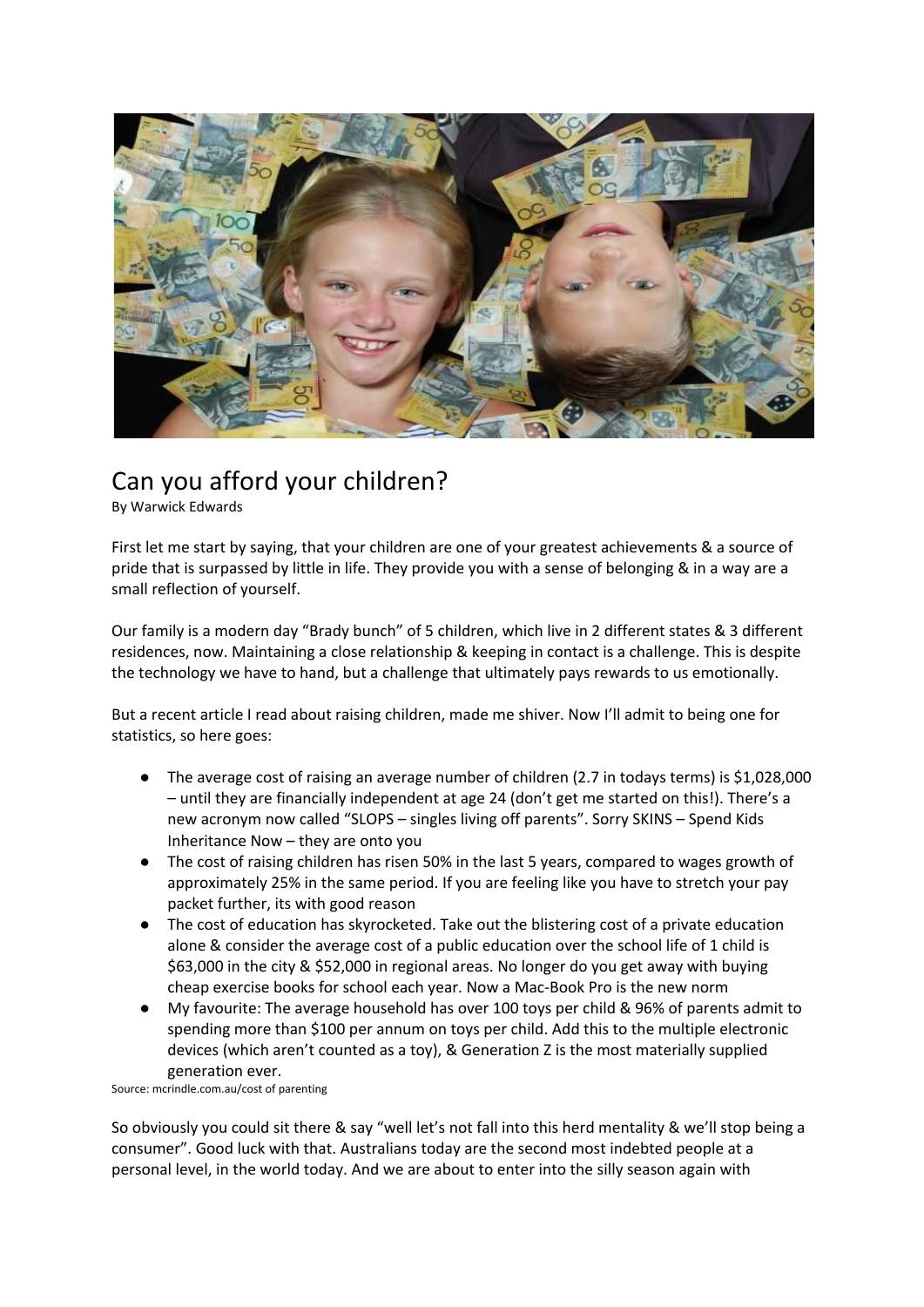# Can you afford your children?

By Warwick Edwards

First let me start by saying, that your children are one of your greatest achievements & a source of pride that is surpassed by little in life. They provide you with a sense of belonging & in a way are a small reflection of yourself.

Our family is a modern day "Brady bunch" of 5 children, which live in 2 different states & 3 different residences, now. Maintaining a close relationship & keeping in contact is a challenge. This is despite the technology we have to hand, but a challenge that ultimately pays rewards to us emotionally.

But a recent article I read about raising children, made me shiver. Now I'll admit to being one for statistics, so here goes:

- The average cost of raising an average number of children (2.7 in todays terms) is $1,028,000 – until they are financially independent at age 24 (don't get me started on this!). There's a new acronym now called "SLOPS – singles living off parents". Sorry SKINS – Spend Kids Inheritance Now – they are onto you
- The cost of raising children has risen 50% in the last 5 years, compared to wages growth of approximately 25% in the same period. If you are feeling like you have to stretch your pay packet further, its with good reason
- The cost of education has skyrocketed. Take out the blistering cost of a private education alone & consider the average cost of a public education over the school life of 1 child is $63,000 in the city & $52,000 in regional areas. No longer do you get away with buying cheap exercise books for school each year. Now a Mac-Book Pro is the new norm
- My favourite: The average household has over 100 toys per child & 96% of parents admit to spending more than $100 per annum on toys per child. Add this to the multiple electronic devices (which aren't counted as a toy), & Generation Z is the most materially supplied generation ever.

Source: mcrindle.com.au/cost of parenting

So obviously you could sit there & say "well let's not fall into this herd mentality & we'll stop being a consumer". Good luck with that. Australians today are the second most indebted people at a personal level, in the world today. And we are about to enter into the silly season again with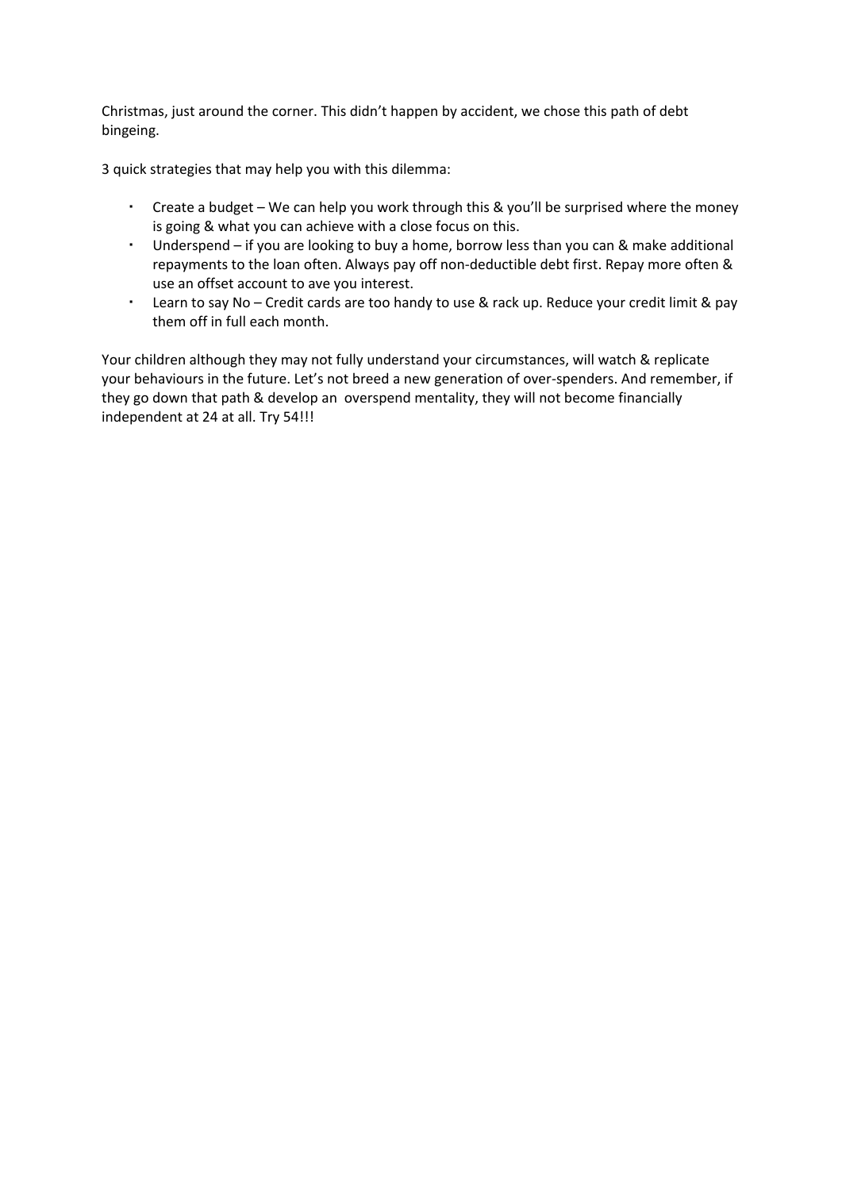Christmas, just around the corner. This didn't happen by accident, we chose this path of debt bingeing.

3 quick strategies that may help you with this dilemma:

- Create a budget – We can help you work through this & you'll be surprised where the money is going & what you can achieve with a close focus on this.
- Underspend – if you are looking to buy a home, borrow less than you can & make additional repayments to the loan often. Always pay off non-deductible debt first. Repay more often & use an offset account to ave you interest.
- Learn to say No – Credit cards are too handy to use & rack up. Reduce your credit limit & pay them off in full each month.

Your children although they may not fully understand your circumstances, will watch & replicate your behaviours in the future. Let's not breed a new generation of over-spenders. And remember, if they go down that path & develop an overspend mentality, they will not become financially independent at 24 at all. Try 54!!!